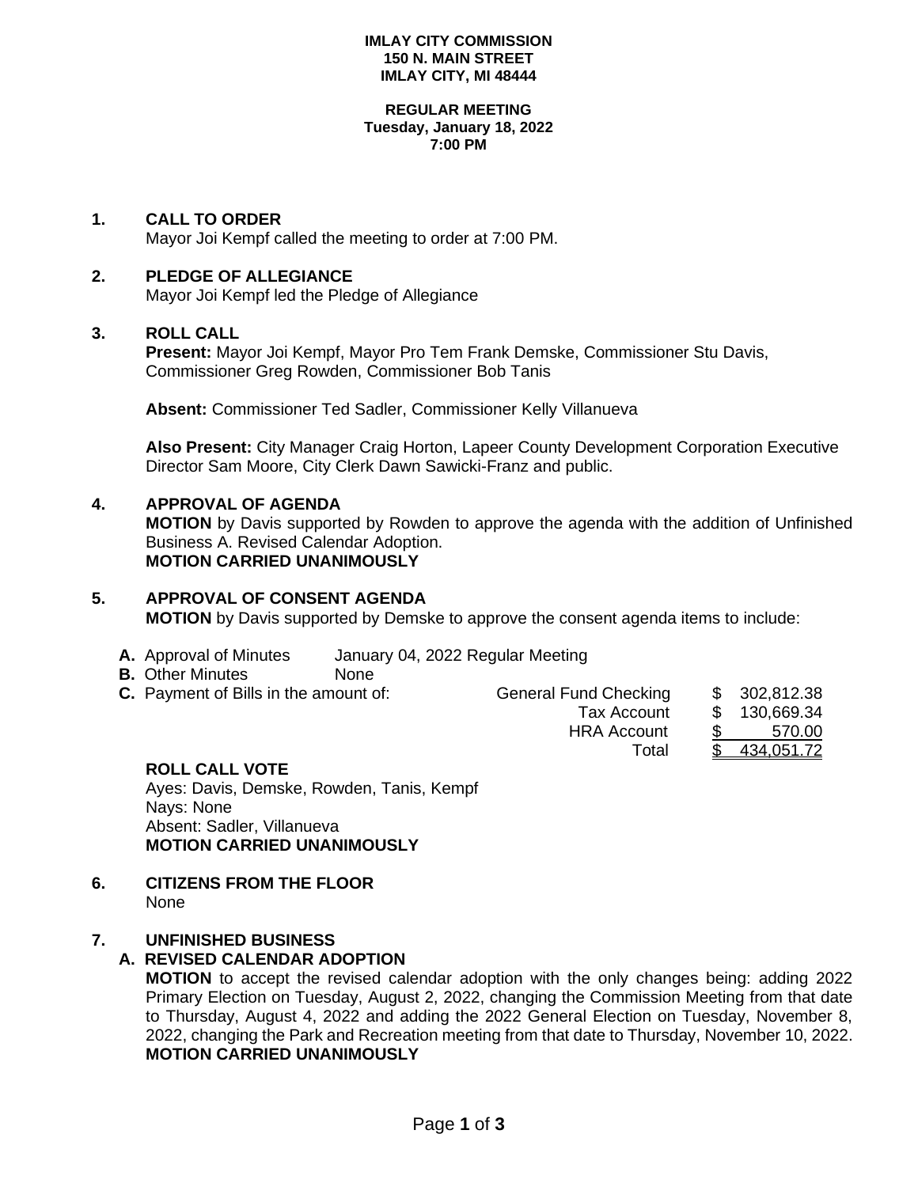**IMLAY CITY COMMISSION**
**150 N. MAIN STREET**
**IMLAY CITY, MI 48444**

**REGULAR MEETING**
**Tuesday, January 18, 2022**
**7:00 PM**

## 1. CALL TO ORDER

Mayor Joi Kempf called the meeting to order at 7:00 PM.

## 2. PLEDGE OF ALLEGIANCE

Mayor Joi Kempf led the Pledge of Allegiance

## 3. ROLL CALL

**Present:** Mayor Joi Kempf, Mayor Pro Tem Frank Demske, Commissioner Stu Davis, Commissioner Greg Rowden, Commissioner Bob Tanis

**Absent:** Commissioner Ted Sadler, Commissioner Kelly Villanueva

**Also Present:** City Manager Craig Horton, Lapeer County Development Corporation Executive Director Sam Moore, City Clerk Dawn Sawicki-Franz and public.

## 4. APPROVAL OF AGENDA

**MOTION** by Davis supported by Rowden to approve the agenda with the addition of Unfinished Business A. Revised Calendar Adoption.
**MOTION CARRIED UNANIMOUSLY**

## 5. APPROVAL OF CONSENT AGENDA

**MOTION** by Davis supported by Demske to approve the consent agenda items to include:

- **A.** Approval of Minutes January 04, 2022 Regular Meeting
- **B.** Other Minutes None
- **C.** Payment of Bills in the amount of:

| | |
|---|---|
| General Fund Checking | $ 302,812.38 |
| Tax Account | $ 130,669.34 |
| HRA Account | $ 570.00 |
| Total | $ 434,051.72 |

**ROLL CALL VOTE**
Ayes: Davis, Demske, Rowden, Tanis, Kempf
Nays: None
Absent: Sadler, Villanueva
**MOTION CARRIED UNANIMOUSLY**

## 6. CITIZENS FROM THE FLOOR

None

## 7. UNFINISHED BUSINESS

### A. REVISED CALENDAR ADOPTION

**MOTION** to accept the revised calendar adoption with the only changes being: adding 2022 Primary Election on Tuesday, August 2, 2022, changing the Commission Meeting from that date to Thursday, August 4, 2022 and adding the 2022 General Election on Tuesday, November 8, 2022, changing the Park and Recreation meeting from that date to Thursday, November 10, 2022.
**MOTION CARRIED UNANIMOUSLY**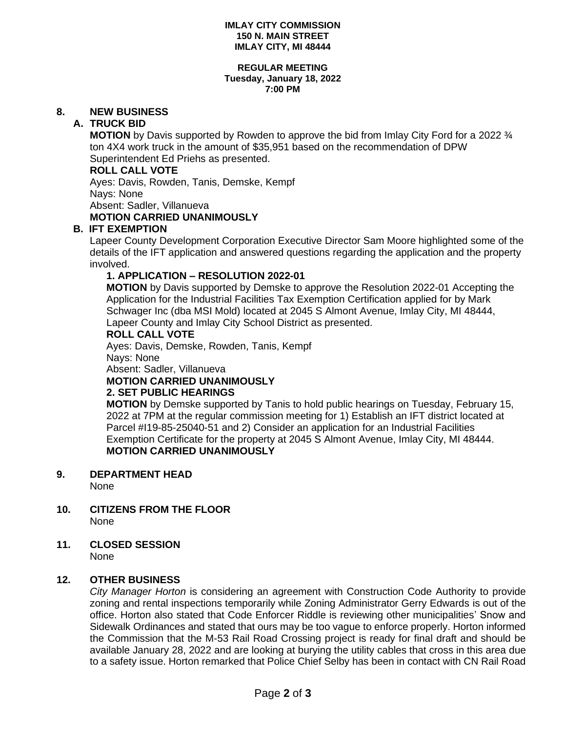**IMLAY CITY COMMISSION**
**150 N. MAIN STREET**
**IMLAY CITY, MI 48444**

**REGULAR MEETING**
**Tuesday, January 18, 2022**
**7:00 PM**

## 8. NEW BUSINESS

### A. TRUCK BID

**MOTION** by Davis supported by Rowden to approve the bid from Imlay City Ford for a 2022 ¾ ton 4X4 work truck in the amount of $35,951 based on the recommendation of DPW Superintendent Ed Priehs as presented.

**ROLL CALL VOTE**

Ayes: Davis, Rowden, Tanis, Demske, Kempf
Nays: None
Absent: Sadler, Villanueva

**MOTION CARRIED UNANIMOUSLY**

### B. IFT EXEMPTION

Lapeer County Development Corporation Executive Director Sam Moore highlighted some of the details of the IFT application and answered questions regarding the application and the property involved.

**1. APPLICATION – RESOLUTION 2022-01**

**MOTION** by Davis supported by Demske to approve the Resolution 2022-01 Accepting the Application for the Industrial Facilities Tax Exemption Certification applied for by Mark Schwager Inc (dba MSI Mold) located at 2045 S Almont Avenue, Imlay City, MI 48444, Lapeer County and Imlay City School District as presented.

**ROLL CALL VOTE**

Ayes: Davis, Demske, Rowden, Tanis, Kempf
Nays: None
Absent: Sadler, Villanueva

**MOTION CARRIED UNANIMOUSLY**

**2. SET PUBLIC HEARINGS**

**MOTION** by Demske supported by Tanis to hold public hearings on Tuesday, February 15, 2022 at 7PM at the regular commission meeting for 1) Establish an IFT district located at Parcel #I19-85-25040-51 and 2) Consider an application for an Industrial Facilities Exemption Certificate for the property at 2045 S Almont Avenue, Imlay City, MI 48444.

**MOTION CARRIED UNANIMOUSLY**

## 9. DEPARTMENT HEAD

None

## 10. CITIZENS FROM THE FLOOR

None

## 11. CLOSED SESSION

None

## 12. OTHER BUSINESS

*City Manager Horton* is considering an agreement with Construction Code Authority to provide zoning and rental inspections temporarily while Zoning Administrator Gerry Edwards is out of the office. Horton also stated that Code Enforcer Riddle is reviewing other municipalities' Snow and Sidewalk Ordinances and stated that ours may be too vague to enforce properly. Horton informed the Commission that the M-53 Rail Road Crossing project is ready for final draft and should be available January 28, 2022 and are looking at burying the utility cables that cross in this area due to a safety issue. Horton remarked that Police Chief Selby has been in contact with CN Rail Road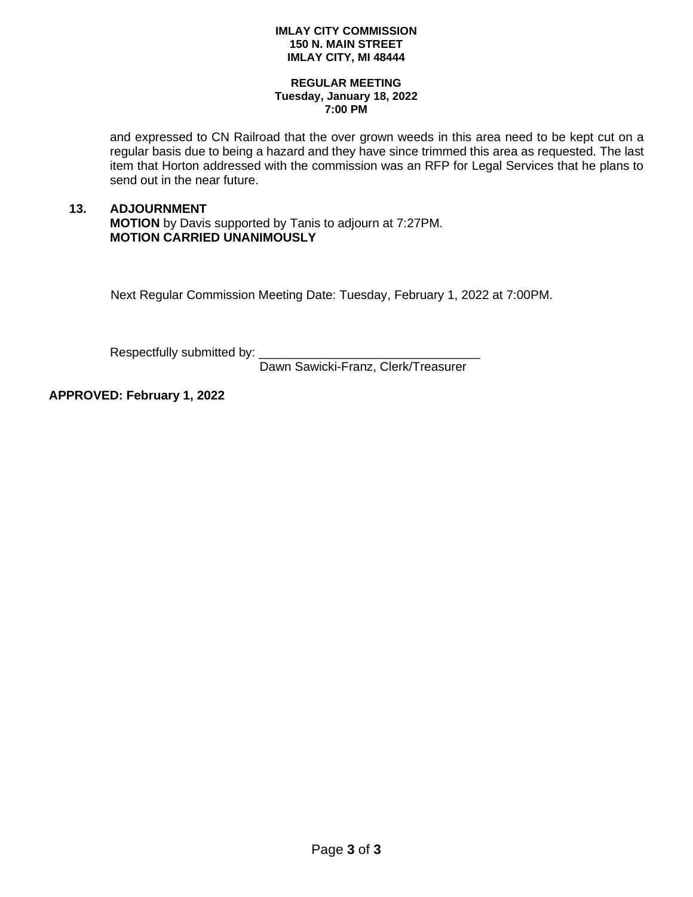and expressed to CN Railroad that the over grown weeds in this area need to be kept cut on a regular basis due to being a hazard and they have since trimmed this area as requested. The last item that Horton addressed with the commission was an RFP for Legal Services that he plans to send out in the near future.

**13. ADJOURNMENT**

**MOTION** by Davis supported by Tanis to adjourn at 7:27PM.
**MOTION CARRIED UNANIMOUSLY**

Next Regular Commission Meeting Date: Tuesday, February 1, 2022 at 7:00PM.

Respectfully submitted by: \_\_\_\_\_\_\_\_\_\_\_\_\_\_\_\_\_\_\_\_\_\_\_\_\_\_\_\_\_\_\_\_
Dawn Sawicki-Franz, Clerk/Treasurer

**APPROVED: February 1, 2022**